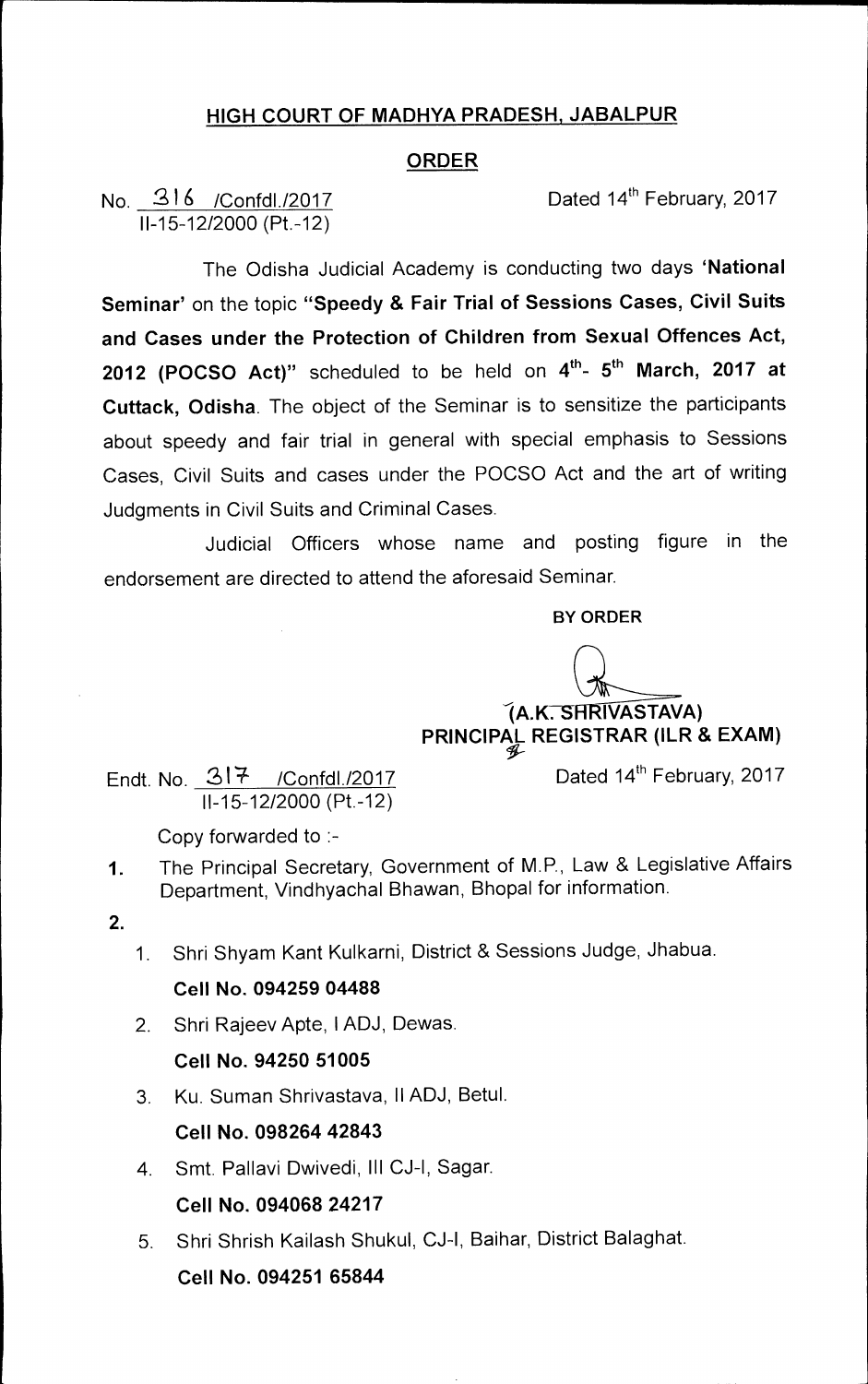## HIGH COURT OF MADHYA PRADESH, JABALPUR

## ORDER

No. 316 /Confdl./2017 Dated 14th February, 2017
II-15-12/2000 (Pt.-12)

The Odisha Judicial Academy is conducting two days '**National Seminar**' on the topic "**Speedy & Fair Trial of Sessions Cases, Civil Suits and Cases under the Protection of Children from Sexual Offences Act, 2012 (POCSO Act)**" scheduled to be held on **4th- 5th March, 2017 at Cuttack, Odisha**. The object of the Seminar is to sensitize the participants about speedy and fair trial in general with special emphasis to Sessions Cases, Civil Suits and cases under the POCSO Act and the art of writing Judgments in Civil Suits and Criminal Cases.

Judicial Officers whose name and posting figure in the endorsement are directed to attend the aforesaid Seminar.

**BY ORDER**

**(A.K. SHRIVASTAVA)**
**PRINCIPAL REGISTRAR (ILR & EXAM)**

Endt. No. 317 /Confdl./2017 Dated 14th February, 2017
II-15-12/2000 (Pt.-12)

Copy forwarded to :-

1. The Principal Secretary, Government of M.P., Law & Legislative Affairs Department, Vindhyachal Bhawan, Bhopal for information.

2.
   1. Shri Shyam Kant Kulkarni, District & Sessions Judge, Jhabua.
      **Cell No. 094259 04488**
   2. Shri Rajeev Apte, I ADJ, Dewas.
      **Cell No. 94250 51005**
   3. Ku. Suman Shrivastava, II ADJ, Betul.
      **Cell No. 098264 42843**
   4. Smt. Pallavi Dwivedi, III CJ-I, Sagar.
      **Cell No. 094068 24217**
   5. Shri Shrish Kailash Shukul, CJ-I, Baihar, District Balaghat.
      **Cell No. 094251 65844**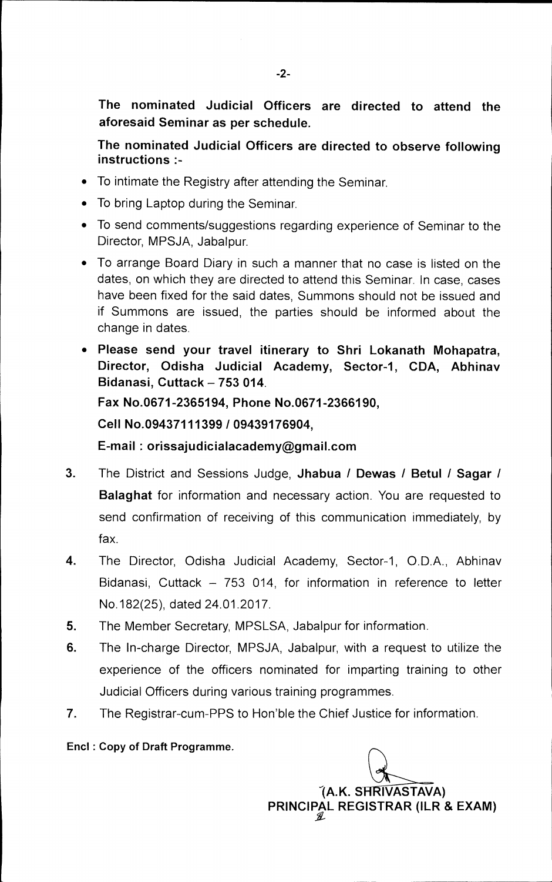**The nominated Judicial Officers are directed to attend the aforesaid Seminar as per schedule.**

**The nominated Judicial Officers are directed to observe following instructions :-**

- To intimate the Registry after attending the Seminar.
- To bring Laptop during the Seminar.
- To send comments/suggestions regarding experience of Seminar to the Director, MPSJA, Jabalpur.
- To arrange Board Diary in such a manner that no case is listed on the dates, on which they are directed to attend this Seminar. In case, cases have been fixed for the said dates, Summons should not be issued and if Summons are issued, the parties should be informed about the change in dates.
- **Please send your travel itinerary to Shri Lokanath Mohapatra, Director, Odisha Judicial Academy, Sector-1, CDA, Abhinav Bidanasi, Cuttack – 753 014.**

  **Fax No.0671-2365194, Phone No.0671-2366190,**

  **Cell No.09437111399 / 09439176904,**

  **E-mail : orissajudicialacademy@gmail.com**

3. The District and Sessions Judge, **Jhabua / Dewas / Betul / Sagar / Balaghat** for information and necessary action. You are requested to send confirmation of receiving of this communication immediately, by fax.
4. The Director, Odisha Judicial Academy, Sector-1, O.D.A., Abhinav Bidanasi, Cuttack – 753 014, for information in reference to letter No.182(25), dated 24.01.2017.
5. The Member Secretary, MPSLSA, Jabalpur for information.
6. The In-charge Director, MPSJA, Jabalpur, with a request to utilize the experience of the officers nominated for imparting training to other Judicial Officers during various training programmes.
7. The Registrar-cum-PPS to Hon'ble the Chief Justice for information.

**Encl : Copy of Draft Programme.**

**(A.K. SHRIVASTAVA)**
**PRINCIPAL REGISTRAR (ILR & EXAM)**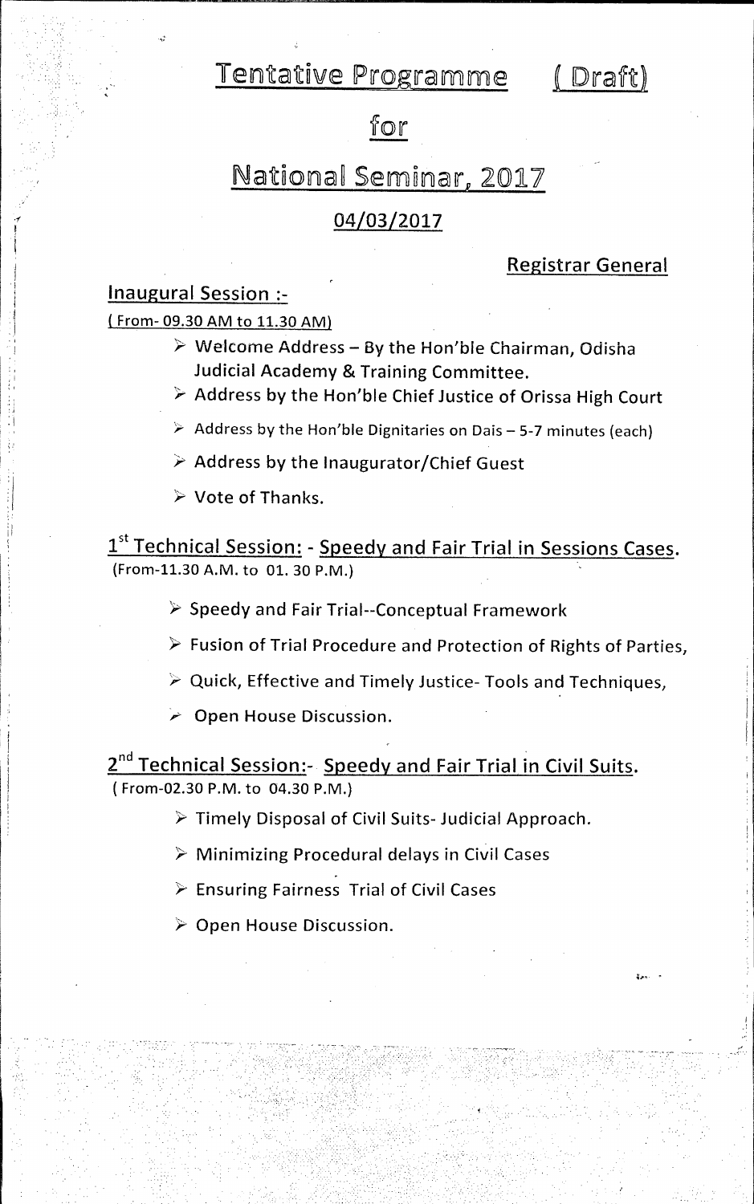# Tentative Programme ( Draft)

## for

## National Seminar, 2017

### 04/03/2017

**Registrar General**

### Inaugural Session :-

( From- 09.30 AM to 11.30 AM)

- Welcome Address – By the Hon'ble Chairman, Odisha Judicial Academy & Training Committee.
- Address by the Hon'ble Chief Justice of Orissa High Court
- Address by the Hon'ble Dignitaries on Dais – 5-7 minutes (each)
- Address by the Inaugurator/Chief Guest
- Vote of Thanks.

### 1st Technical Session: - Speedy and Fair Trial in Sessions Cases.

(From-11.30 A.M. to 01. 30 P.M.)

- Speedy and Fair Trial--Conceptual Framework
- Fusion of Trial Procedure and Protection of Rights of Parties,
- Quick, Effective and Timely Justice- Tools and Techniques,
- Open House Discussion.

### 2nd Technical Session:- Speedy and Fair Trial in Civil Suits.

( From-02.30 P.M. to 04.30 P.M.)

- Timely Disposal of Civil Suits- Judicial Approach.
- Minimizing Procedural delays in Civil Cases
- Ensuring Fairness Trial of Civil Cases
- Open House Discussion.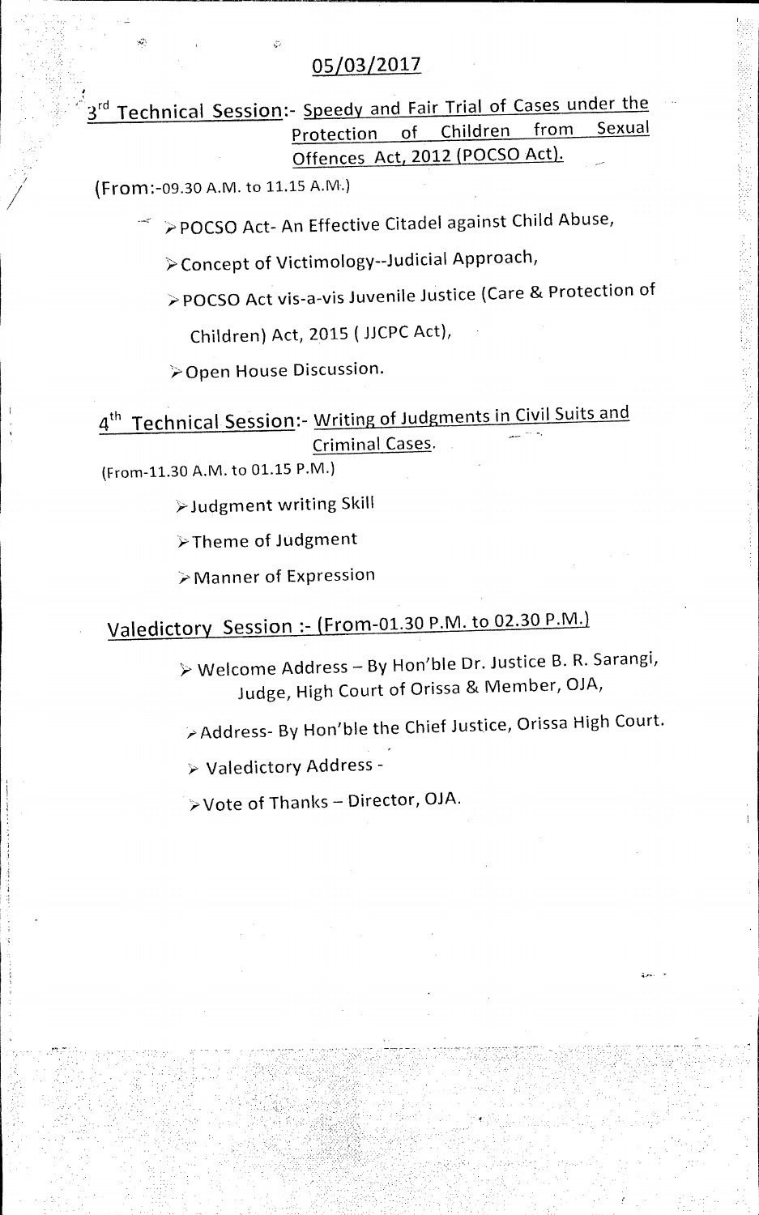## 05/03/2017

**3rd Technical Session:-** Speedy and Fair Trial of Cases under the Protection of Children from Sexual Offences Act, 2012 (POCSO Act).

(From:-09.30 A.M. to 11.15 A.M.)

- POCSO Act- An Effective Citadel against Child Abuse,
- Concept of Victimology--Judicial Approach,
- POCSO Act vis-a-vis Juvenile Justice (Care & Protection of Children) Act, 2015 ( JJCPC Act),
- Open House Discussion.

**4th Technical Session:-** Writing of Judgments in Civil Suits and Criminal Cases.

(From-11.30 A.M. to 01.15 P.M.)

- Judgment writing Skill
- Theme of Judgment
- Manner of Expression

**Valedictory Session :- (From-01.30 P.M. to 02.30 P.M.)**

- Welcome Address – By Hon'ble Dr. Justice B. R. Sarangi, Judge, High Court of Orissa & Member, OJA,
- Address- By Hon'ble the Chief Justice, Orissa High Court.
- Valedictory Address -
- Vote of Thanks – Director, OJA.